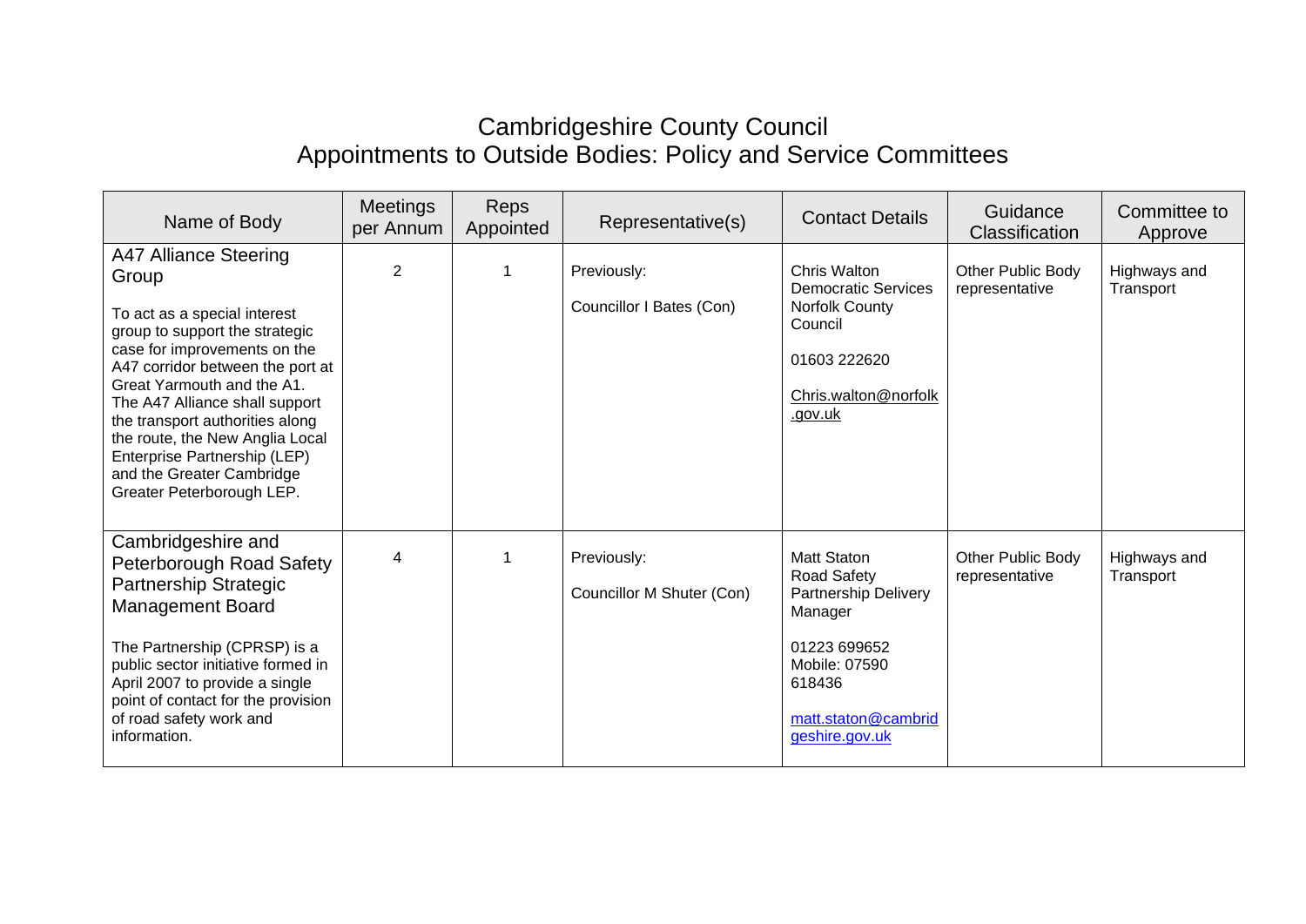# Cambridgeshire County Council
## Appointments to Outside Bodies: Policy and Service Committees

| Name of Body | Meetings per Annum | Reps Appointed | Representative(s) | Contact Details | Guidance Classification | Committee to Approve |
|---|---|---|---|---|---|---|
| A47 Alliance Steering Group<br><br>To act as a special interest group to support the strategic case for improvements on the A47 corridor between the port at Great Yarmouth and the A1. The A47 Alliance shall support the transport authorities along the route, the New Anglia Local Enterprise Partnership (LEP) and the Greater Cambridge Greater Peterborough LEP. | 2 | 1 | Previously:<br><br>Councillor I Bates (Con) | Chris Walton<br>Democratic Services<br>Norfolk County Council<br><br>01603 222620<br><br>Chris.walton@norfolk.gov.uk | Other Public Body representative | Highways and Transport |
| Cambridgeshire and Peterborough Road Safety Partnership Strategic Management Board<br><br>The Partnership (CPRSP) is a public sector initiative formed in April 2007 to provide a single point of contact for the provision of road safety work and information. | 4 | 1 | Previously:<br><br>Councillor M Shuter (Con) | Matt Staton<br>Road Safety Partnership Delivery Manager<br><br>01223 699652<br>Mobile: 07590 618436<br><br>matt.staton@cambridgeshire.gov.uk | Other Public Body representative | Highways and Transport |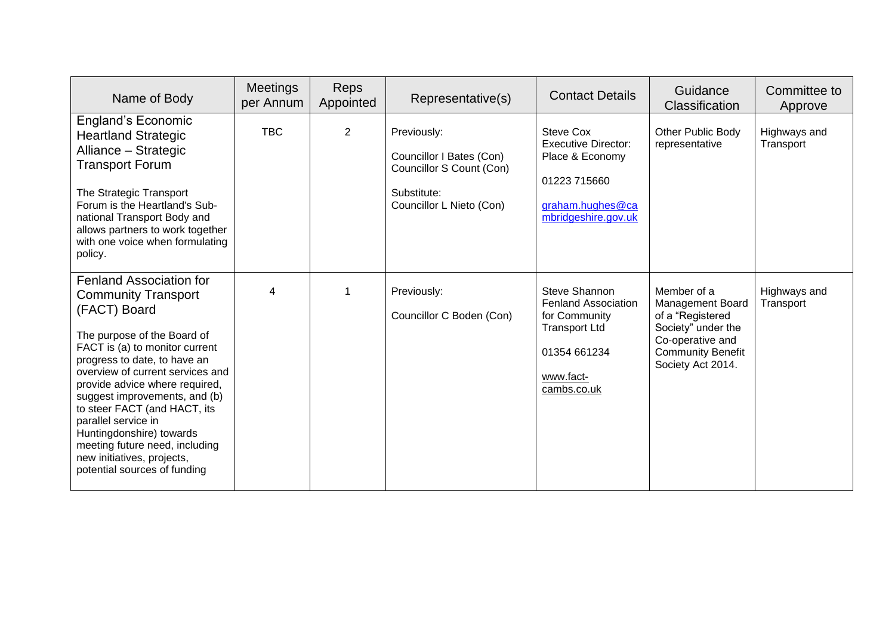| Name of Body | Meetings per Annum | Reps Appointed | Representative(s) | Contact Details | Guidance Classification | Committee to Approve |
|---|---|---|---|---|---|---|
| England's Economic Heartland Strategic Alliance – Strategic Transport Forum<br><br>The Strategic Transport Forum is the Heartland's Sub-national Transport Body and allows partners to work together with one voice when formulating policy. | TBC | 2 | Previously:<br><br>Councillor I Bates (Con)<br>Councillor S Count (Con)<br><br>Substitute:<br>Councillor L Nieto (Con) | Steve Cox<br>Executive Director: Place & Economy<br><br>01223 715660<br><br>graham.hughes@cambridgeshire.gov.uk | Other Public Body representative | Highways and Transport |
| Fenland Association for Community Transport (FACT) Board<br><br>The purpose of the Board of FACT is (a) to monitor current progress to date, to have an overview of current services and provide advice where required, suggest improvements, and (b) to steer FACT (and HACT, its parallel service in Huntingdonshire) towards meeting future need, including new initiatives, projects, potential sources of funding | 4 | 1 | Previously:<br><br>Councillor C Boden (Con) | Steve Shannon<br>Fenland Association for Community Transport Ltd<br><br>01354 661234<br><br>www.fact-cambs.co.uk | Member of a Management Board of a "Registered Society" under the Co-operative and Community Benefit Society Act 2014. | Highways and Transport |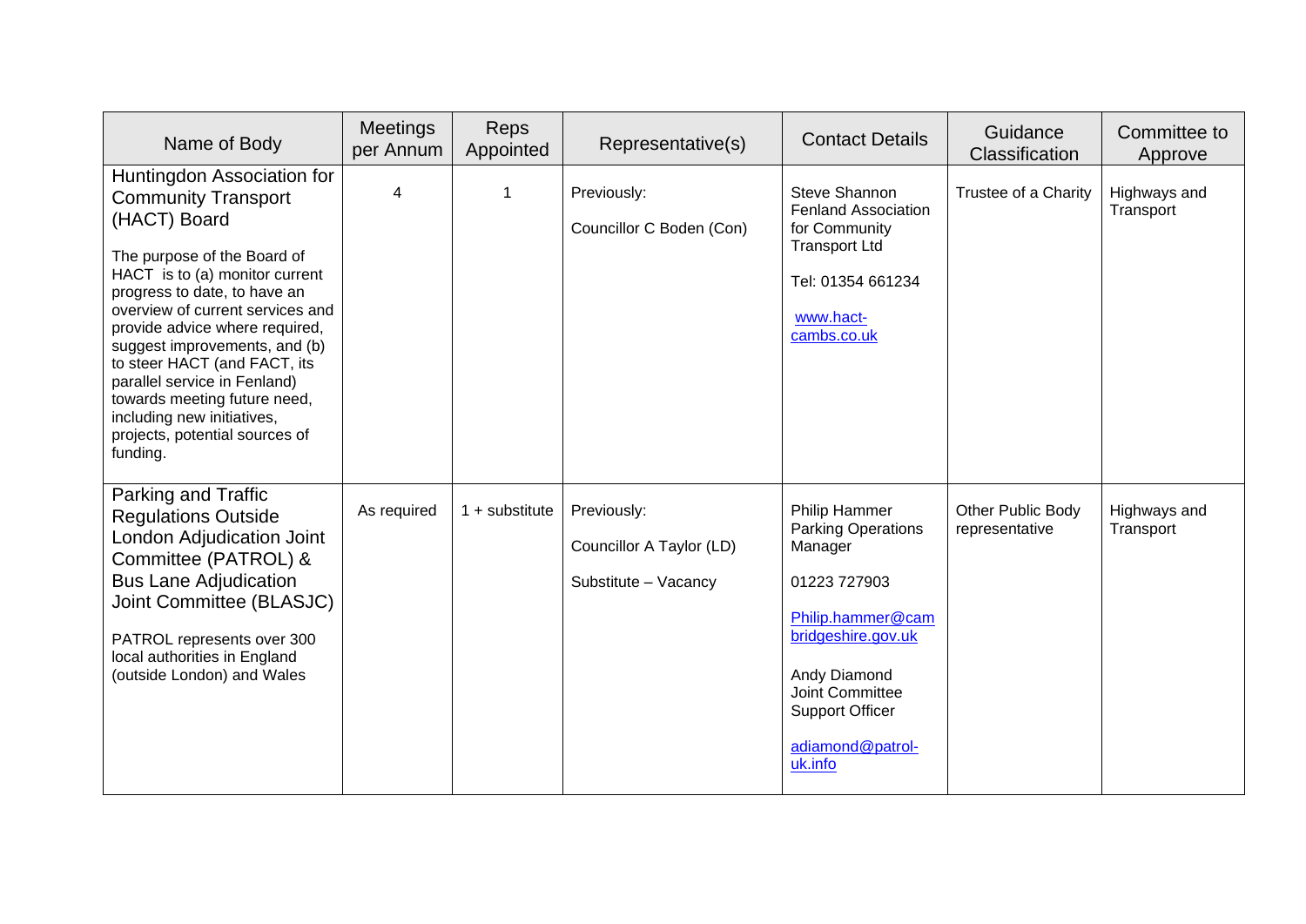| Name of Body | Meetings per Annum | Reps Appointed | Representative(s) | Contact Details | Guidance Classification | Committee to Approve |
|---|---|---|---|---|---|---|
| Huntingdon Association for Community Transport (HACT) Board<br><br>The purpose of the Board of HACT is to (a) monitor current progress to date, to have an overview of current services and provide advice where required, suggest improvements, and (b) to steer HACT (and FACT, its parallel service in Fenland) towards meeting future need, including new initiatives, projects, potential sources of funding. | 4 | 1 | Previously:<br><br>Councillor C Boden (Con) | Steve Shannon Fenland Association for Community Transport Ltd<br><br>Tel: 01354 661234<br><br>www.hact-cambs.co.uk | Trustee of a Charity | Highways and Transport |
| Parking and Traffic Regulations Outside London Adjudication Joint Committee (PATROL) & Bus Lane Adjudication Joint Committee (BLASJC)<br><br>PATROL represents over 300 local authorities in England (outside London) and Wales | As required | 1 + substitute | Previously:<br><br>Councillor A Taylor (LD)<br><br>Substitute – Vacancy | Philip Hammer Parking Operations Manager<br><br>01223 727903<br><br>Philip.hammer@cambridgeshire.gov.uk<br><br>Andy Diamond Joint Committee Support Officer<br><br>adiamond@patrol-uk.info | Other Public Body representative | Highways and Transport |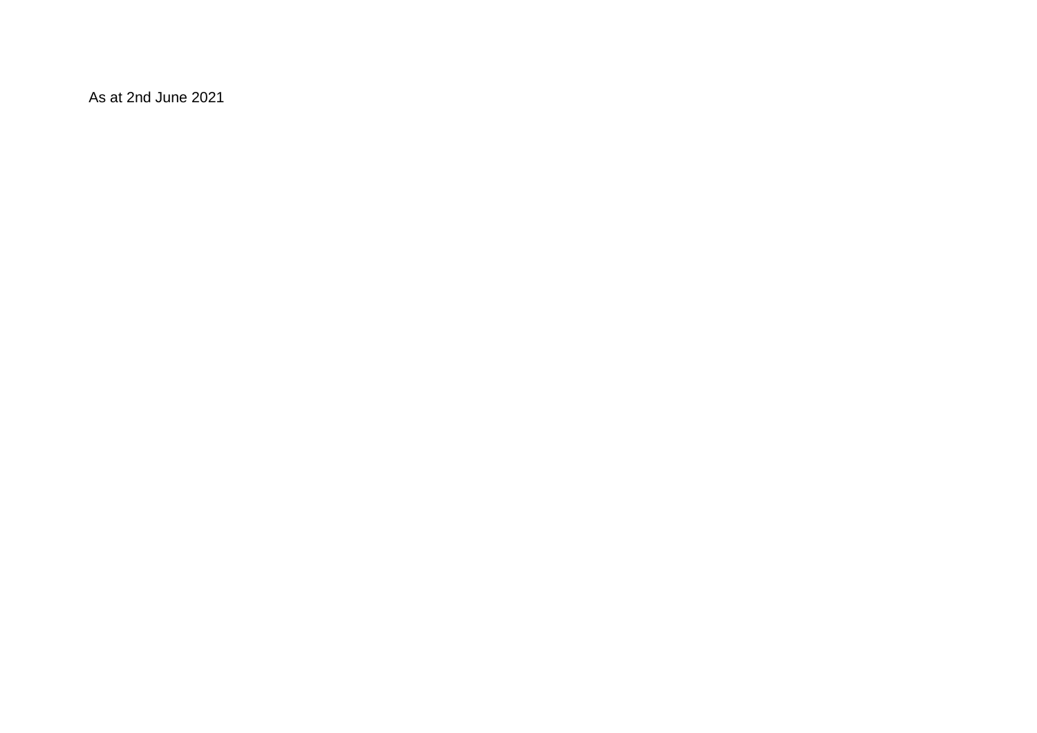As at 2nd June 2021